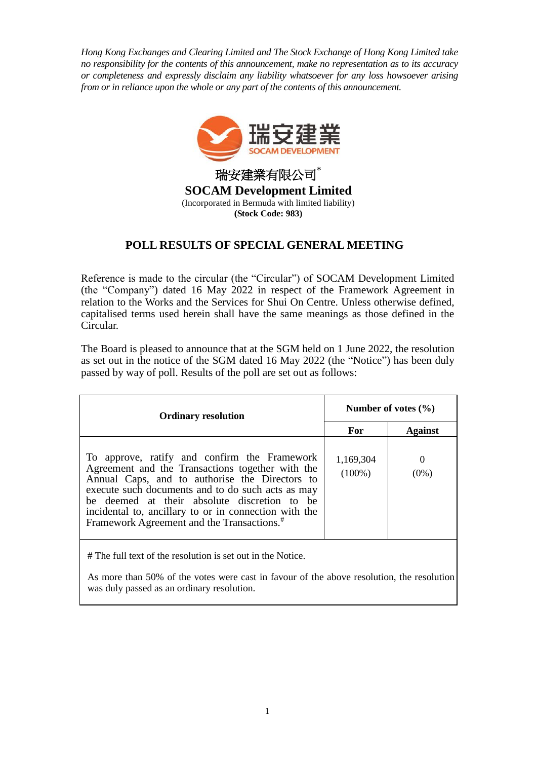*Hong Kong Exchanges and Clearing Limited and The Stock Exchange of Hong Kong Limited take no responsibility for the contents of this announcement, make no representation as to its accuracy or completeness and expressly disclaim any liability whatsoever for any loss howsoever arising from or in reliance upon the whole or any part of the contents of this announcement.*

瑞安建業有限公司*

**SOCAM Development Limited**

(Incorporated in Bermuda with limited liability)

**(Stock Code: 983)**

## POLL RESULTS OF SPECIAL GENERAL MEETING

Reference is made to the circular (the "Circular") of SOCAM Development Limited (the "Company") dated 16 May 2022 in respect of the Framework Agreement in relation to the Works and the Services for Shui On Centre. Unless otherwise defined, capitalised terms used herein shall have the same meanings as those defined in the Circular.

The Board is pleased to announce that at the SGM held on 1 June 2022, the resolution as set out in the notice of the SGM dated 16 May 2022 (the "Notice") has been duly passed by way of poll. Results of the poll are set out as follows:

| Ordinary resolution | Number of votes (%) | |
|---|---|---|
| | **For** | **Against** |
| To approve, ratify and confirm the Framework Agreement and the Transactions together with the Annual Caps, and to authorise the Directors to execute such documents and to do such acts as may be deemed at their absolute discretion to be incidental to, ancillary to or in connection with the Framework Agreement and the Transactions.# | 1,169,304 (100%) | 0 (0%) |

# The full text of the resolution is set out in the Notice.

As more than 50% of the votes were cast in favour of the above resolution, the resolution was duly passed as an ordinary resolution.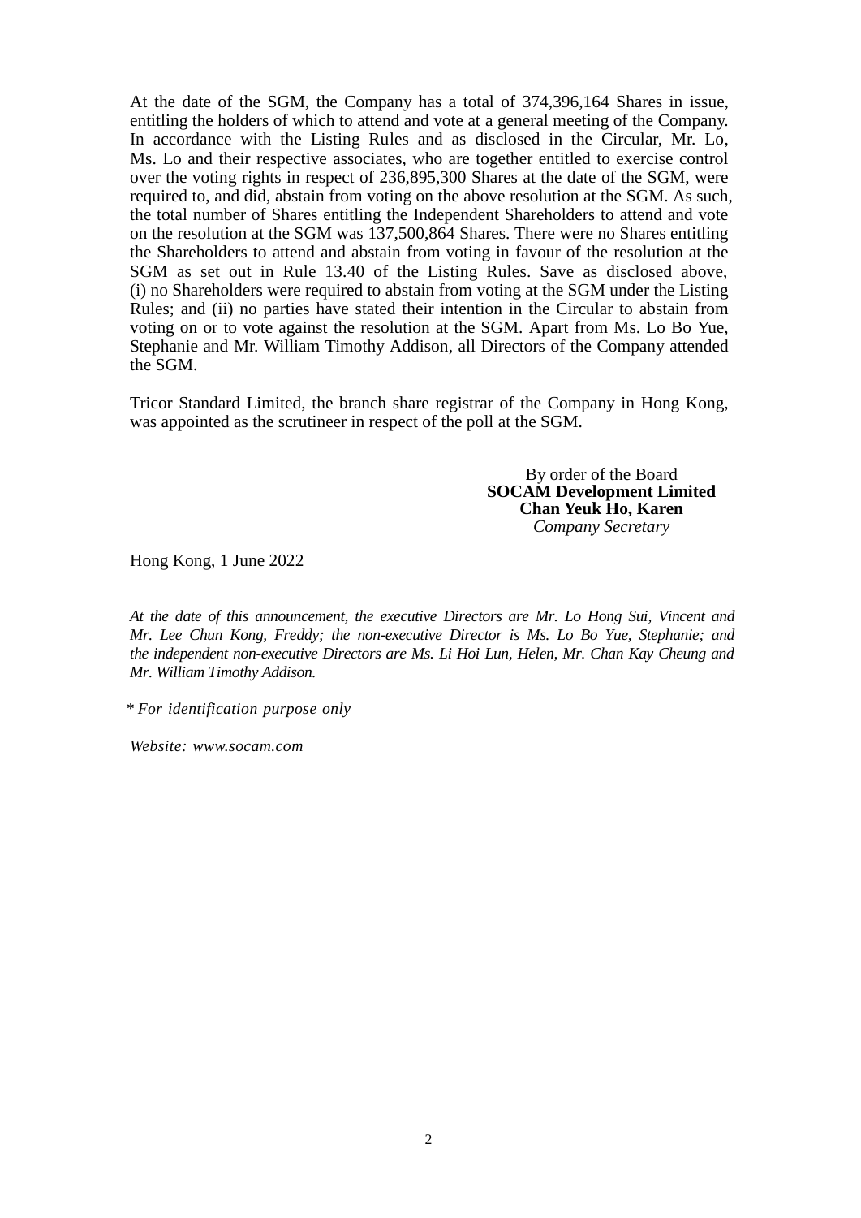At the date of the SGM, the Company has a total of 374,396,164 Shares in issue, entitling the holders of which to attend and vote at a general meeting of the Company. In accordance with the Listing Rules and as disclosed in the Circular, Mr. Lo, Ms. Lo and their respective associates, who are together entitled to exercise control over the voting rights in respect of 236,895,300 Shares at the date of the SGM, were required to, and did, abstain from voting on the above resolution at the SGM. As such, the total number of Shares entitling the Independent Shareholders to attend and vote on the resolution at the SGM was 137,500,864 Shares. There were no Shares entitling the Shareholders to attend and abstain from voting in favour of the resolution at the SGM as set out in Rule 13.40 of the Listing Rules. Save as disclosed above, (i) no Shareholders were required to abstain from voting at the SGM under the Listing Rules; and (ii) no parties have stated their intention in the Circular to abstain from voting on or to vote against the resolution at the SGM. Apart from Ms. Lo Bo Yue, Stephanie and Mr. William Timothy Addison, all Directors of the Company attended the SGM.

Tricor Standard Limited, the branch share registrar of the Company in Hong Kong, was appointed as the scrutineer in respect of the poll at the SGM.

By order of the Board
**SOCAM Development Limited**
**Chan Yeuk Ho, Karen**
*Company Secretary*

Hong Kong, 1 June 2022

*At the date of this announcement, the executive Directors are Mr. Lo Hong Sui, Vincent and Mr. Lee Chun Kong, Freddy; the non-executive Director is Ms. Lo Bo Yue, Stephanie; and the independent non-executive Directors are Ms. Li Hoi Lun, Helen, Mr. Chan Kay Cheung and Mr. William Timothy Addison.*

* *For identification purpose only*

*Website: www.socam.com*